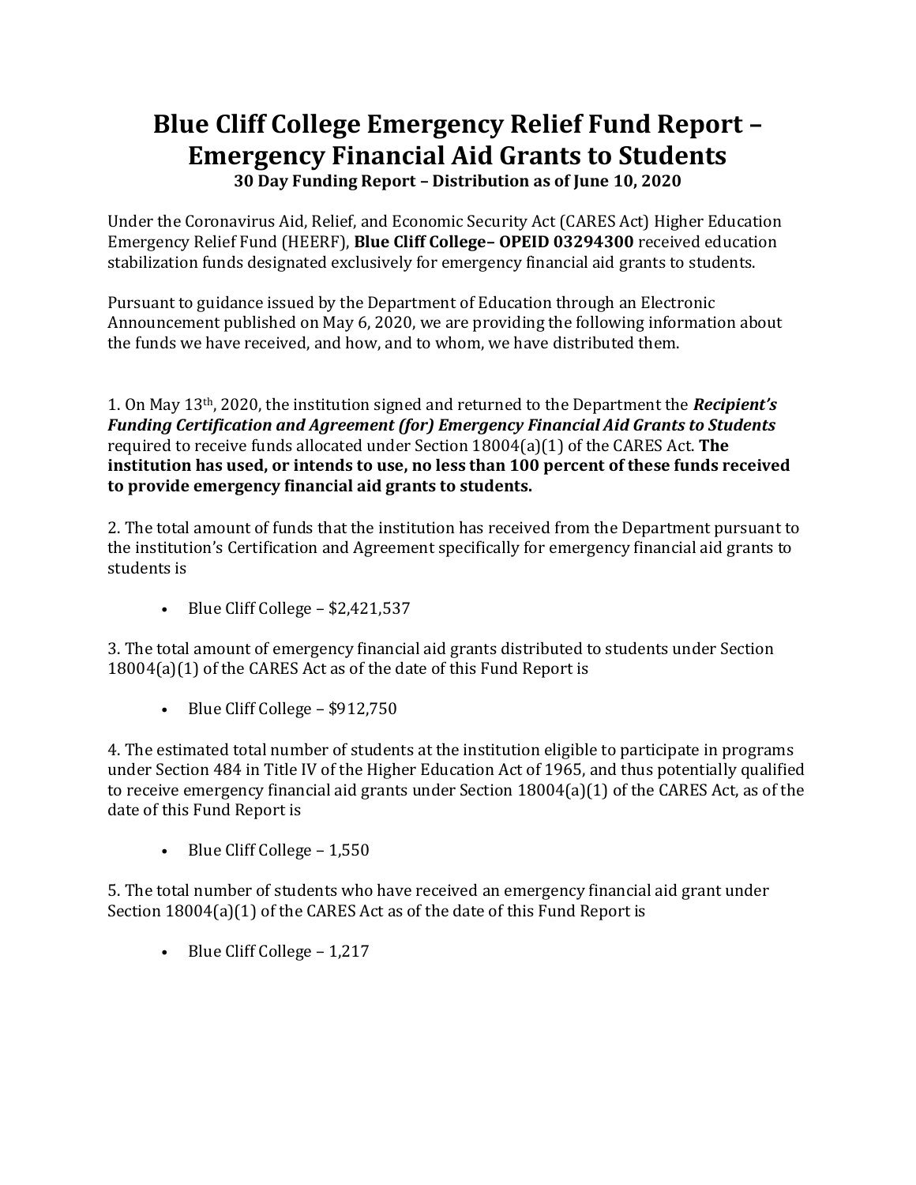# Blue Cliff College Emergency Relief Fund Report – Emergency Financial Aid Grants to Students

**30 Day Funding Report – Distribution as of June 10, 2020**

Under the Coronavirus Aid, Relief, and Economic Security Act (CARES Act) Higher Education Emergency Relief Fund (HEERF), **Blue Cliff College– OPEID 03294300** received education stabilization funds designated exclusively for emergency financial aid grants to students.

Pursuant to guidance issued by the Department of Education through an Electronic Announcement published on May 6, 2020, we are providing the following information about the funds we have received, and how, and to whom, we have distributed them.

1. On May 13th, 2020, the institution signed and returned to the Department the ***Recipient's Funding Certification and Agreement (for) Emergency Financial Aid Grants to Students*** required to receive funds allocated under Section 18004(a)(1) of the CARES Act. **The institution has used, or intends to use, no less than 100 percent of these funds received to provide emergency financial aid grants to students.**

2. The total amount of funds that the institution has received from the Department pursuant to the institution's Certification and Agreement specifically for emergency financial aid grants to students is

   - Blue Cliff College – $2,421,537

3. The total amount of emergency financial aid grants distributed to students under Section 18004(a)(1) of the CARES Act as of the date of this Fund Report is

   - Blue Cliff College – $912,750

4. The estimated total number of students at the institution eligible to participate in programs under Section 484 in Title IV of the Higher Education Act of 1965, and thus potentially qualified to receive emergency financial aid grants under Section 18004(a)(1) of the CARES Act, as of the date of this Fund Report is

   - Blue Cliff College – 1,550

5. The total number of students who have received an emergency financial aid grant under Section 18004(a)(1) of the CARES Act as of the date of this Fund Report is

   - Blue Cliff College – 1,217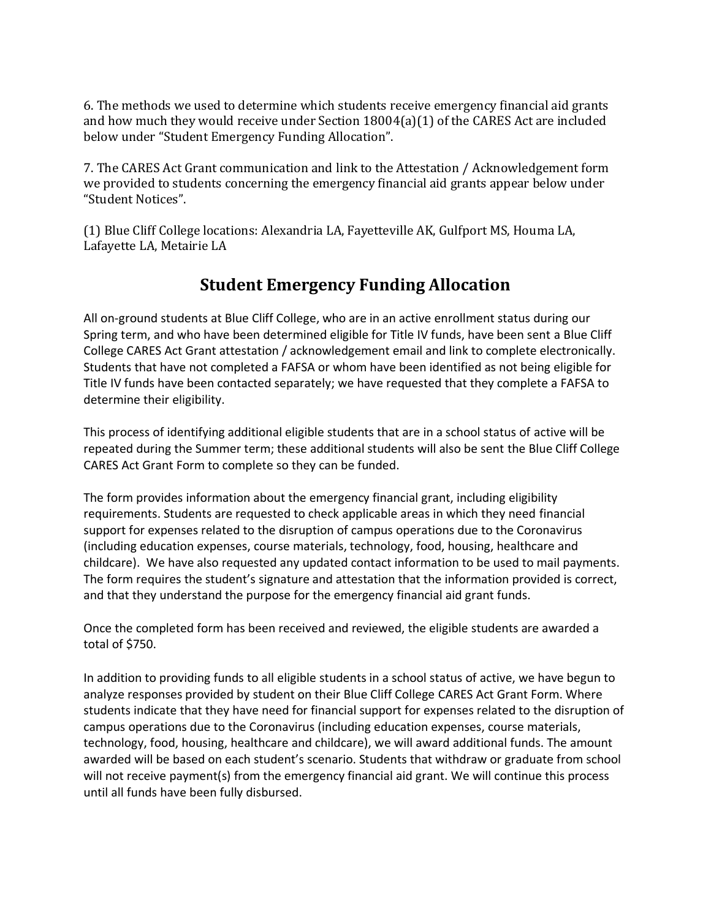6. The methods we used to determine which students receive emergency financial aid grants and how much they would receive under Section 18004(a)(1) of the CARES Act are included below under "Student Emergency Funding Allocation".

7. The CARES Act Grant communication and link to the Attestation / Acknowledgement form we provided to students concerning the emergency financial aid grants appear below under "Student Notices".

(1) Blue Cliff College locations: Alexandria LA, Fayetteville AK, Gulfport MS, Houma LA, Lafayette LA, Metairie LA

## Student Emergency Funding Allocation

All on-ground students at Blue Cliff College, who are in an active enrollment status during our Spring term, and who have been determined eligible for Title IV funds, have been sent a Blue Cliff College CARES Act Grant attestation / acknowledgement email and link to complete electronically. Students that have not completed a FAFSA or whom have been identified as not being eligible for Title IV funds have been contacted separately; we have requested that they complete a FAFSA to determine their eligibility.

This process of identifying additional eligible students that are in a school status of active will be repeated during the Summer term; these additional students will also be sent the Blue Cliff College CARES Act Grant Form to complete so they can be funded.

The form provides information about the emergency financial grant, including eligibility requirements. Students are requested to check applicable areas in which they need financial support for expenses related to the disruption of campus operations due to the Coronavirus (including education expenses, course materials, technology, food, housing, healthcare and childcare). We have also requested any updated contact information to be used to mail payments. The form requires the student's signature and attestation that the information provided is correct, and that they understand the purpose for the emergency financial aid grant funds.

Once the completed form has been received and reviewed, the eligible students are awarded a total of $750.

In addition to providing funds to all eligible students in a school status of active, we have begun to analyze responses provided by student on their Blue Cliff College CARES Act Grant Form. Where students indicate that they have need for financial support for expenses related to the disruption of campus operations due to the Coronavirus (including education expenses, course materials, technology, food, housing, healthcare and childcare), we will award additional funds. The amount awarded will be based on each student's scenario. Students that withdraw or graduate from school will not receive payment(s) from the emergency financial aid grant. We will continue this process until all funds have been fully disbursed.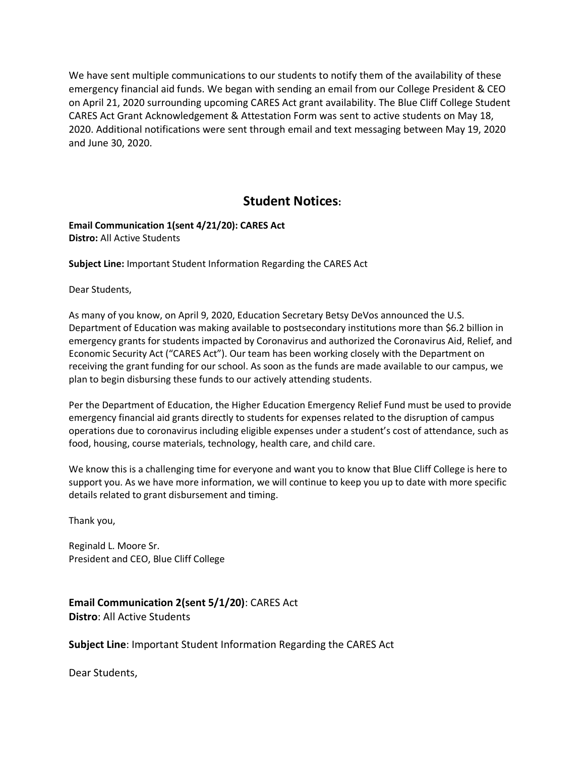We have sent multiple communications to our students to notify them of the availability of these emergency financial aid funds. We began with sending an email from our College President & CEO on April 21, 2020 surrounding upcoming CARES Act grant availability. The Blue Cliff College Student CARES Act Grant Acknowledgement & Attestation Form was sent to active students on May 18, 2020. Additional notifications were sent through email and text messaging between May 19, 2020 and June 30, 2020.

## Student Notices:

**Email Communication 1(sent 4/21/20): CARES Act**
**Distro:** All Active Students

**Subject Line:** Important Student Information Regarding the CARES Act

Dear Students,

As many of you know, on April 9, 2020, Education Secretary Betsy DeVos announced the U.S. Department of Education was making available to postsecondary institutions more than $6.2 billion in emergency grants for students impacted by Coronavirus and authorized the Coronavirus Aid, Relief, and Economic Security Act ("CARES Act"). Our team has been working closely with the Department on receiving the grant funding for our school. As soon as the funds are made available to our campus, we plan to begin disbursing these funds to our actively attending students.

Per the Department of Education, the Higher Education Emergency Relief Fund must be used to provide emergency financial aid grants directly to students for expenses related to the disruption of campus operations due to coronavirus including eligible expenses under a student's cost of attendance, such as food, housing, course materials, technology, health care, and child care.

We know this is a challenging time for everyone and want you to know that Blue Cliff College is here to support you. As we have more information, we will continue to keep you up to date with more specific details related to grant disbursement and timing.

Thank you,

Reginald L. Moore Sr.
President and CEO, Blue Cliff College

**Email Communication 2(sent 5/1/20)**: CARES Act
**Distro**: All Active Students

**Subject Line**: Important Student Information Regarding the CARES Act

Dear Students,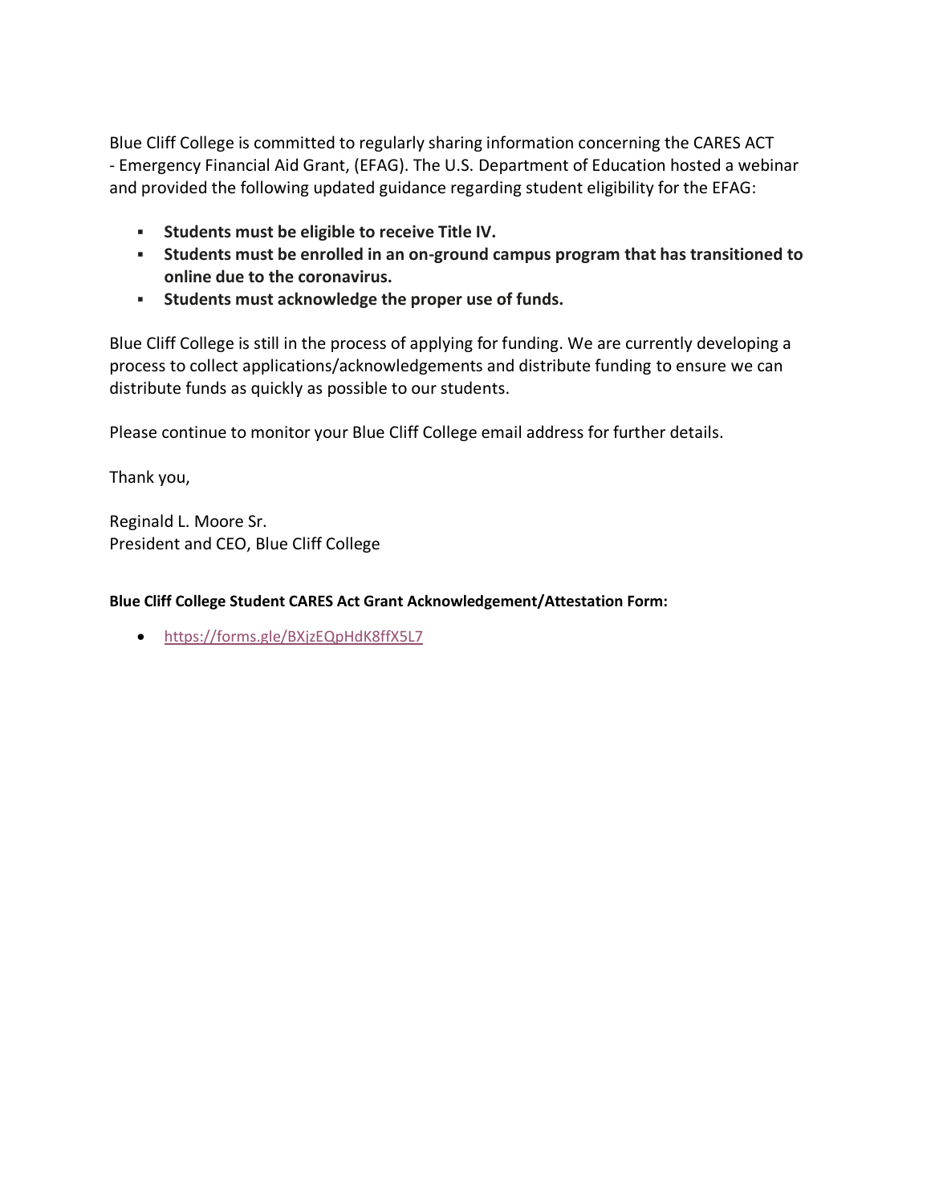Blue Cliff College is committed to regularly sharing information concerning the CARES ACT - Emergency Financial Aid Grant, (EFAG). The U.S. Department of Education hosted a webinar and provided the following updated guidance regarding student eligibility for the EFAG:

- **Students must be eligible to receive Title IV.**
- **Students must be enrolled in an on-ground campus program that has transitioned to online due to the coronavirus.**
- **Students must acknowledge the proper use of funds.**

Blue Cliff College is still in the process of applying for funding. We are currently developing a process to collect applications/acknowledgements and distribute funding to ensure we can distribute funds as quickly as possible to our students.

Please continue to monitor your Blue Cliff College email address for further details.

Thank you,

Reginald L. Moore Sr.
President and CEO, Blue Cliff College

**Blue Cliff College Student CARES Act Grant Acknowledgement/Attestation Form:**

- https://forms.gle/BXjzEQpHdK8ffX5L7